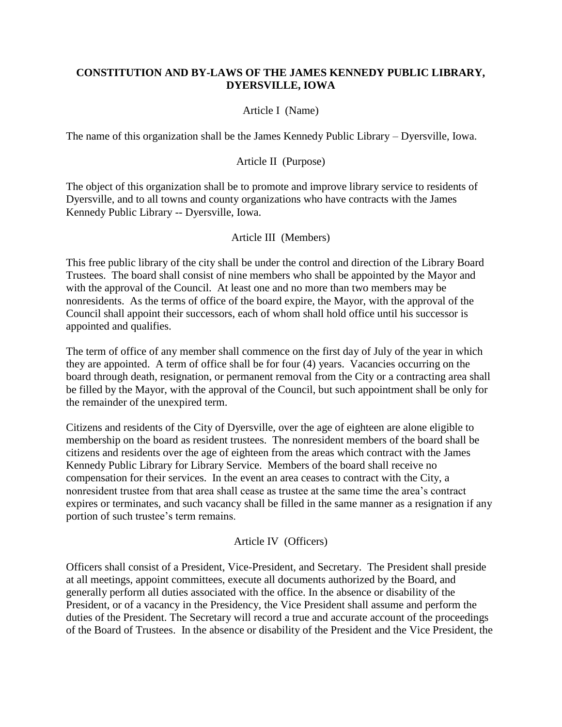**CONSTITUTION AND BY-LAWS OF THE JAMES KENNEDY PUBLIC LIBRARY, DYERSVILLE, IOWA**

Article I (Name)

The name of this organization shall be the James Kennedy Public Library – Dyersville, Iowa.

Article II (Purpose)

The object of this organization shall be to promote and improve library service to residents of Dyersville, and to all towns and county organizations who have contracts with the James Kennedy Public Library -- Dyersville, Iowa.

Article III (Members)

This free public library of the city shall be under the control and direction of the Library Board Trustees. The board shall consist of nine members who shall be appointed by the Mayor and with the approval of the Council. At least one and no more than two members may be nonresidents. As the terms of office of the board expire, the Mayor, with the approval of the Council shall appoint their successors, each of whom shall hold office until his successor is appointed and qualifies.

The term of office of any member shall commence on the first day of July of the year in which they are appointed. A term of office shall be for four (4) years. Vacancies occurring on the board through death, resignation, or permanent removal from the City or a contracting area shall be filled by the Mayor, with the approval of the Council, but such appointment shall be only for the remainder of the unexpired term.

Citizens and residents of the City of Dyersville, over the age of eighteen are alone eligible to membership on the board as resident trustees. The nonresident members of the board shall be citizens and residents over the age of eighteen from the areas which contract with the James Kennedy Public Library for Library Service. Members of the board shall receive no compensation for their services. In the event an area ceases to contract with the City, a nonresident trustee from that area shall cease as trustee at the same time the area's contract expires or terminates, and such vacancy shall be filled in the same manner as a resignation if any portion of such trustee's term remains.

Article IV (Officers)

Officers shall consist of a President, Vice-President, and Secretary. The President shall preside at all meetings, appoint committees, execute all documents authorized by the Board, and generally perform all duties associated with the office. In the absence or disability of the President, or of a vacancy in the Presidency, the Vice President shall assume and perform the duties of the President. The Secretary will record a true and accurate account of the proceedings of the Board of Trustees. In the absence or disability of the President and the Vice President, the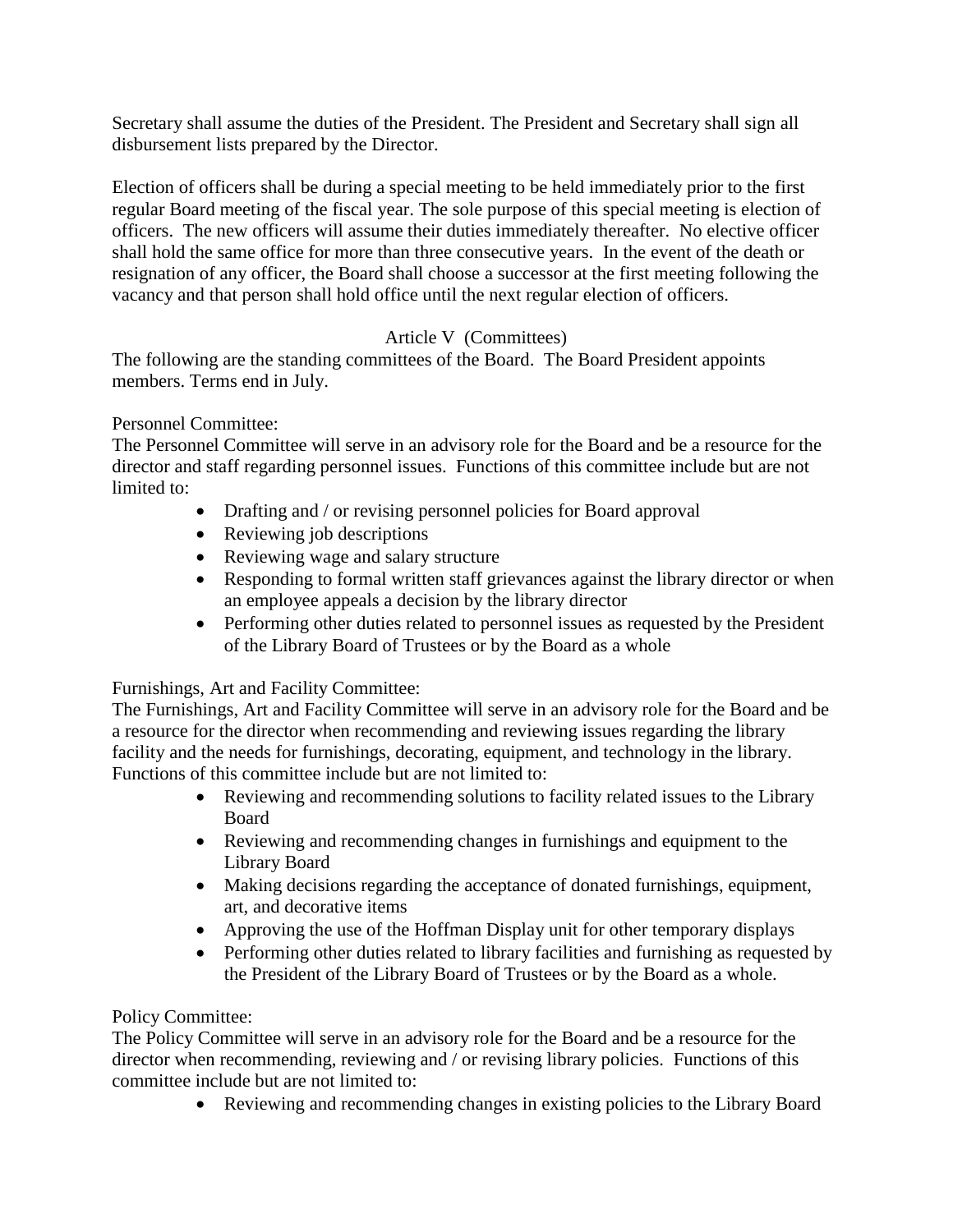Secretary shall assume the duties of the President. The President and Secretary shall sign all disbursement lists prepared by the Director.

Election of officers shall be during a special meeting to be held immediately prior to the first regular Board meeting of the fiscal year. The sole purpose of this special meeting is election of officers. The new officers will assume their duties immediately thereafter. No elective officer shall hold the same office for more than three consecutive years. In the event of the death or resignation of any officer, the Board shall choose a successor at the first meeting following the vacancy and that person shall hold office until the next regular election of officers.

## Article V (Committees)

The following are the standing committees of the Board. The Board President appoints members. Terms end in July.

Personnel Committee:
The Personnel Committee will serve in an advisory role for the Board and be a resource for the director and staff regarding personnel issues. Functions of this committee include but are not limited to:

- Drafting and / or revising personnel policies for Board approval
- Reviewing job descriptions
- Reviewing wage and salary structure
- Responding to formal written staff grievances against the library director or when an employee appeals a decision by the library director
- Performing other duties related to personnel issues as requested by the President of the Library Board of Trustees or by the Board as a whole

Furnishings, Art and Facility Committee:
The Furnishings, Art and Facility Committee will serve in an advisory role for the Board and be a resource for the director when recommending and reviewing issues regarding the library facility and the needs for furnishings, decorating, equipment, and technology in the library. Functions of this committee include but are not limited to:

- Reviewing and recommending solutions to facility related issues to the Library Board
- Reviewing and recommending changes in furnishings and equipment to the Library Board
- Making decisions regarding the acceptance of donated furnishings, equipment, art, and decorative items
- Approving the use of the Hoffman Display unit for other temporary displays
- Performing other duties related to library facilities and furnishing as requested by the President of the Library Board of Trustees or by the Board as a whole.

Policy Committee:
The Policy Committee will serve in an advisory role for the Board and be a resource for the director when recommending, reviewing and / or revising library policies. Functions of this committee include but are not limited to:

- Reviewing and recommending changes in existing policies to the Library Board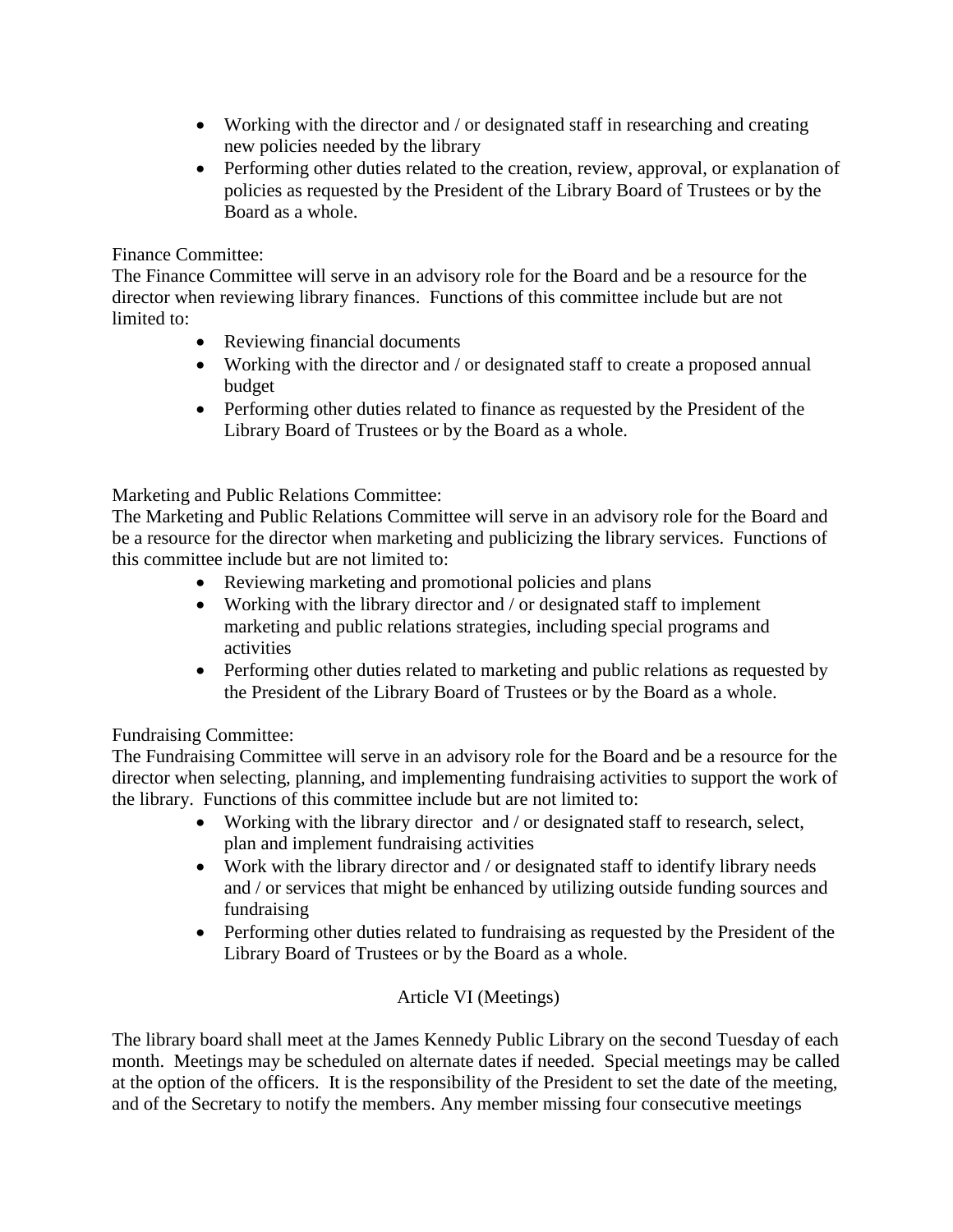- Working with the director and / or designated staff in researching and creating new policies needed by the library
- Performing other duties related to the creation, review, approval, or explanation of policies as requested by the President of the Library Board of Trustees or by the Board as a whole.

Finance Committee:
The Finance Committee will serve in an advisory role for the Board and be a resource for the director when reviewing library finances. Functions of this committee include but are not limited to:

- Reviewing financial documents
- Working with the director and / or designated staff to create a proposed annual budget
- Performing other duties related to finance as requested by the President of the Library Board of Trustees or by the Board as a whole.

Marketing and Public Relations Committee:
The Marketing and Public Relations Committee will serve in an advisory role for the Board and be a resource for the director when marketing and publicizing the library services. Functions of this committee include but are not limited to:

- Reviewing marketing and promotional policies and plans
- Working with the library director and / or designated staff to implement marketing and public relations strategies, including special programs and activities
- Performing other duties related to marketing and public relations as requested by the President of the Library Board of Trustees or by the Board as a whole.

Fundraising Committee:
The Fundraising Committee will serve in an advisory role for the Board and be a resource for the director when selecting, planning, and implementing fundraising activities to support the work of the library. Functions of this committee include but are not limited to:

- Working with the library director and / or designated staff to research, select, plan and implement fundraising activities
- Work with the library director and / or designated staff to identify library needs and / or services that might be enhanced by utilizing outside funding sources and fundraising
- Performing other duties related to fundraising as requested by the President of the Library Board of Trustees or by the Board as a whole.

## Article VI (Meetings)

The library board shall meet at the James Kennedy Public Library on the second Tuesday of each month. Meetings may be scheduled on alternate dates if needed. Special meetings may be called at the option of the officers. It is the responsibility of the President to set the date of the meeting, and of the Secretary to notify the members. Any member missing four consecutive meetings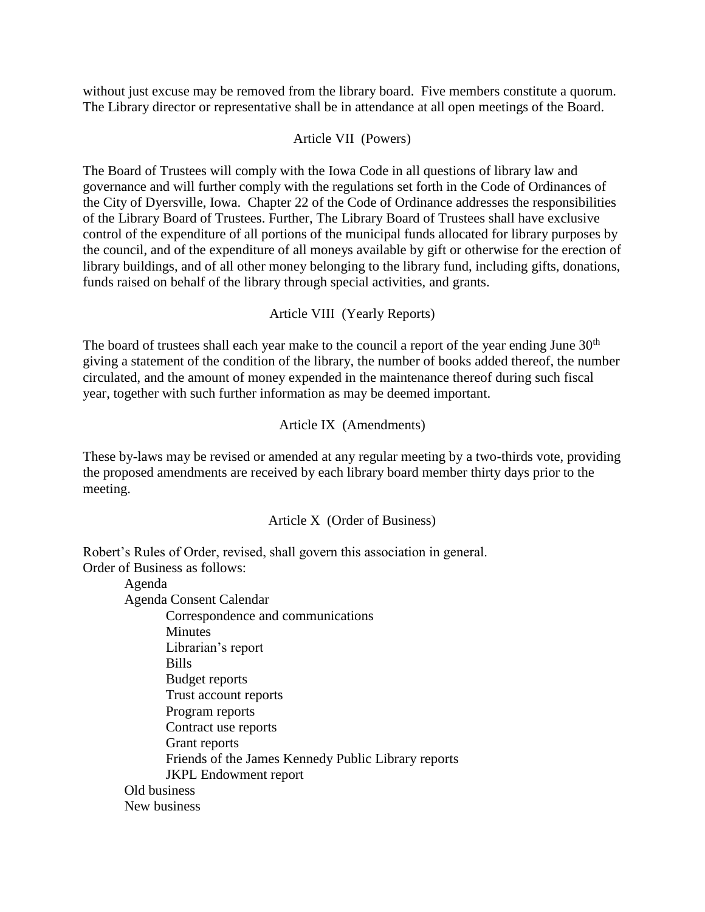without just excuse may be removed from the library board. Five members constitute a quorum. The Library director or representative shall be in attendance at all open meetings of the Board.

## Article VII (Powers)

The Board of Trustees will comply with the Iowa Code in all questions of library law and governance and will further comply with the regulations set forth in the Code of Ordinances of the City of Dyersville, Iowa. Chapter 22 of the Code of Ordinance addresses the responsibilities of the Library Board of Trustees. Further, The Library Board of Trustees shall have exclusive control of the expenditure of all portions of the municipal funds allocated for library purposes by the council, and of the expenditure of all moneys available by gift or otherwise for the erection of library buildings, and of all other money belonging to the library fund, including gifts, donations, funds raised on behalf of the library through special activities, and grants.

## Article VIII (Yearly Reports)

The board of trustees shall each year make to the council a report of the year ending June 30th giving a statement of the condition of the library, the number of books added thereof, the number circulated, and the amount of money expended in the maintenance thereof during such fiscal year, together with such further information as may be deemed important.

## Article IX (Amendments)

These by-laws may be revised or amended at any regular meeting by a two-thirds vote, providing the proposed amendments are received by each library board member thirty days prior to the meeting.

## Article X (Order of Business)

Robert's Rules of Order, revised, shall govern this association in general.
Order of Business as follows:

- Agenda
- Agenda Consent Calendar
  - Correspondence and communications
  - Minutes
  - Librarian's report
  - Bills
  - Budget reports
  - Trust account reports
  - Program reports
  - Contract use reports
  - Grant reports
  - Friends of the James Kennedy Public Library reports
  - JKPL Endowment report
- Old business
- New business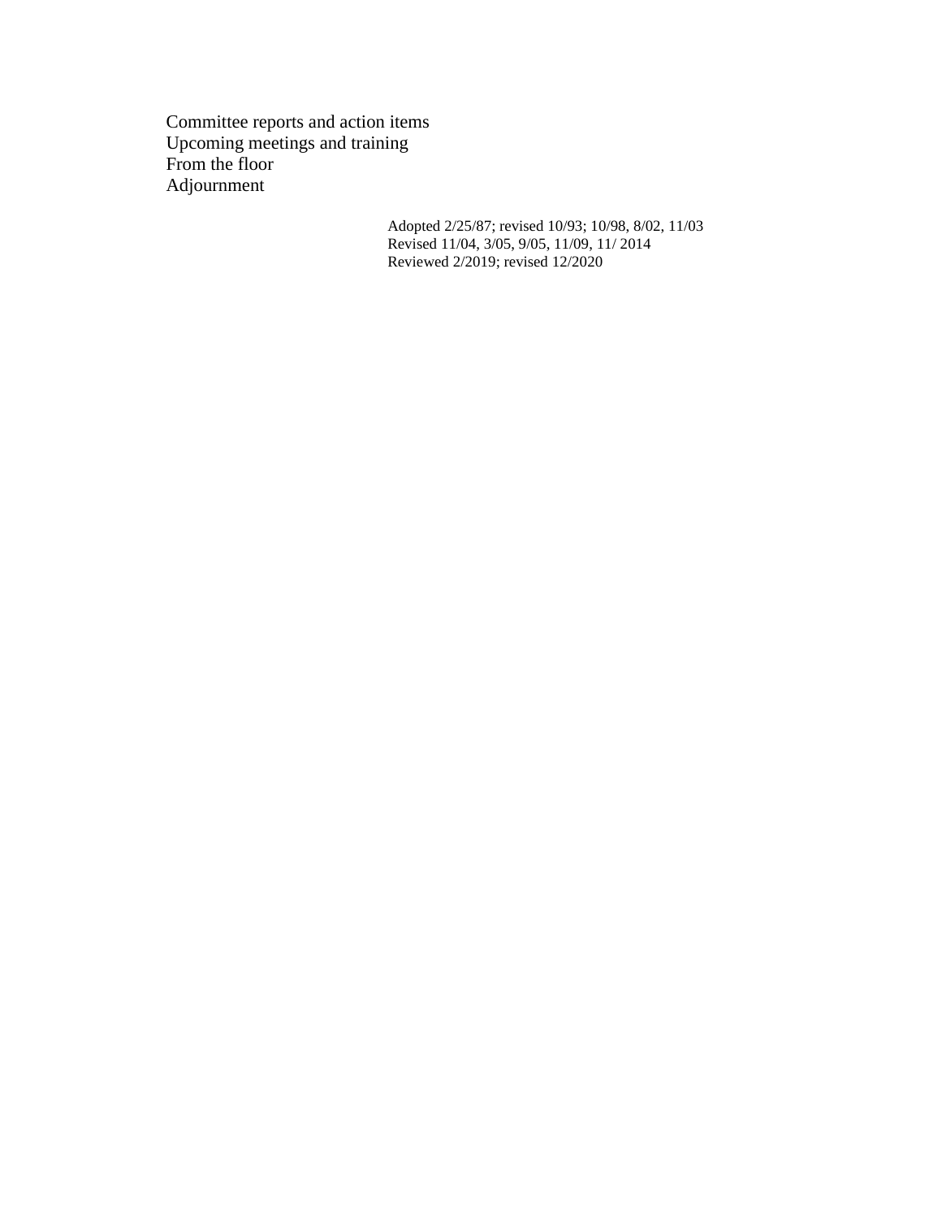Committee reports and action items
Upcoming meetings and training
From the floor
Adjournment

Adopted 2/25/87; revised 10/93; 10/98, 8/02, 11/03
Revised 11/04, 3/05, 9/05, 11/09, 11/ 2014
Reviewed 2/2019; revised 12/2020